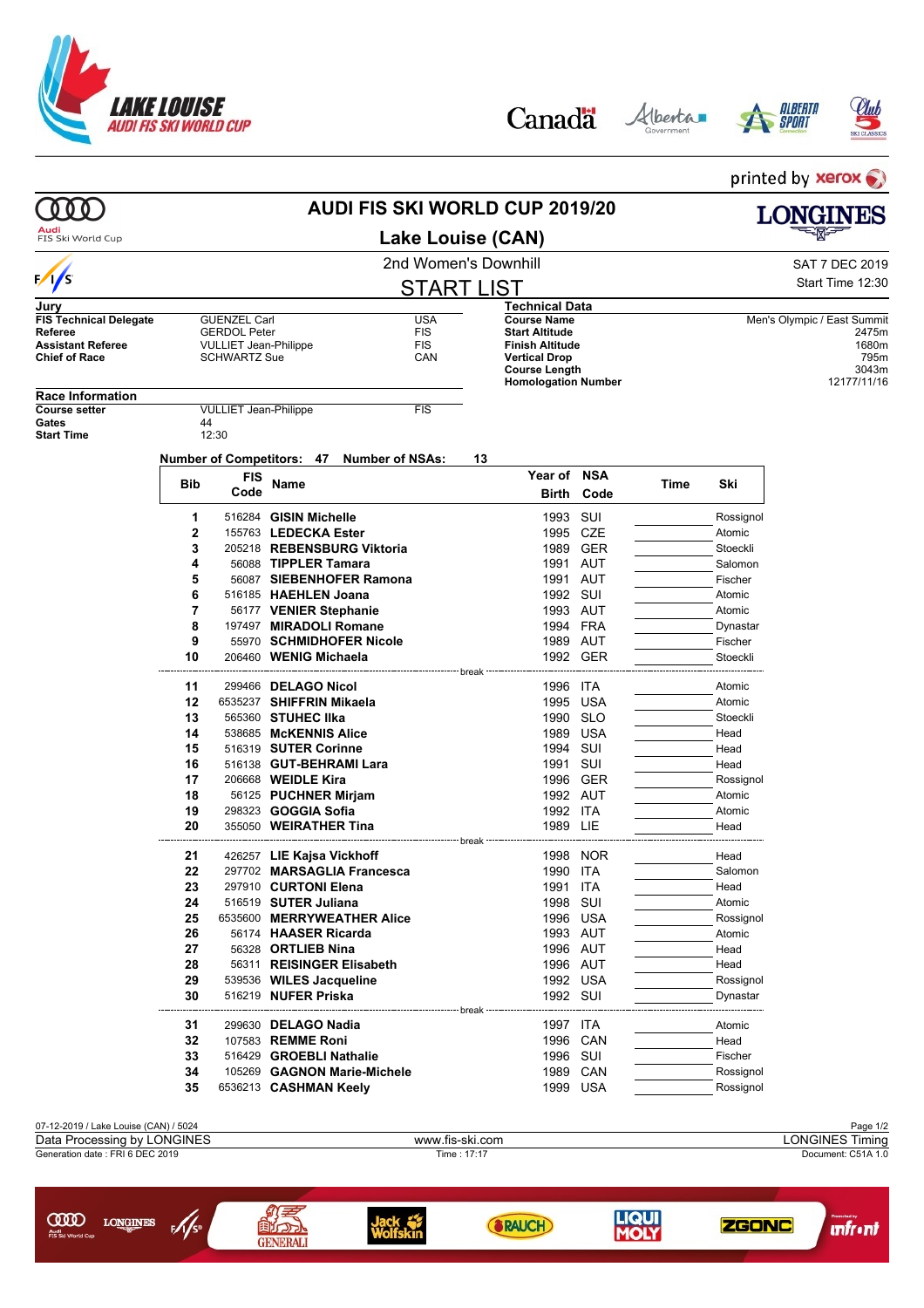LAKE LOUISE AUDI FIS SKI WORLD CUP

printed by xerox

# AUDI FIS SKI WORLD CUP 2019/20

## Lake Louise (CAN)

2nd Women's Downhill

SAT 7 DEC 2019

Start Time 12:30

## START LIST

**Jury**

| | | |
|---|---|---|
| **FIS Technical Delegate** | GUENZEL Carl | USA |
| **Referee** | GERDOL Peter | FIS |
| **Assistant Referee** | VULLIET Jean-Philippe | FIS |
| **Chief of Race** | SCHWARTZ Sue | CAN |

**Technical Data**

| | |
|---|---|
| **Course Name** | Men's Olympic / East Summit |
| **Start Altitude** | 2475m |
| **Finish Altitude** | 1680m |
| **Vertical Drop** | 795m |
| **Course Length** | 3043m |
| **Homologation Number** | 12177/11/16 |

**Race Information**

| | | |
|---|---|---|
| **Course setter** | VULLIET Jean-Philippe | FIS |
| **Gates** | 44 | |
| **Start Time** | 12:30 | |

**Number of Competitors: 47 Number of NSAs: 13**

| Bib | FIS Code | Name | Year of Birth | NSA Code | Time | Ski |
|---|---|---|---|---|---|---|
| 1 | 516284 | **GISIN Michelle** | 1993 | SUI | | Rossignol |
| 2 | 155763 | **LEDECKA Ester** | 1995 | CZE | | Atomic |
| 3 | 205218 | **REBENSBURG Viktoria** | 1989 | GER | | Stoeckli |
| 4 | 56088 | **TIPPLER Tamara** | 1991 | AUT | | Salomon |
| 5 | 56087 | **SIEBENHOFER Ramona** | 1991 | AUT | | Fischer |
| 6 | 516185 | **HAEHLEN Joana** | 1992 | SUI | | Atomic |
| 7 | 56177 | **VENIER Stephanie** | 1993 | AUT | | Atomic |
| 8 | 197497 | **MIRADOLI Romane** | 1994 | FRA | | Dynastar |
| 9 | 55970 | **SCHMIDHOFER Nicole** | 1989 | AUT | | Fischer |
| 10 | 206460 | **WENIG Michaela** | 1992 | GER | | Stoeckli |
| | | break | | | | |
| 11 | 299466 | **DELAGO Nicol** | 1996 | ITA | | Atomic |
| 12 | 6535237 | **SHIFFRIN Mikaela** | 1995 | USA | | Atomic |
| 13 | 565360 | **STUHEC Ilka** | 1990 | SLO | | Stoeckli |
| 14 | 538685 | **McKENNIS Alice** | 1989 | USA | | Head |
| 15 | 516319 | **SUTER Corinne** | 1994 | SUI | | Head |
| 16 | 516138 | **GUT-BEHRAMI Lara** | 1991 | SUI | | Head |
| 17 | 206668 | **WEIDLE Kira** | 1996 | GER | | Rossignol |
| 18 | 56125 | **PUCHNER Mirjam** | 1992 | AUT | | Atomic |
| 19 | 298323 | **GOGGIA Sofia** | 1992 | ITA | | Atomic |
| 20 | 355050 | **WEIRATHER Tina** | 1989 | LIE | | Head |
| | | break | | | | |
| 21 | 426257 | **LIE Kajsa Vickhoff** | 1998 | NOR | | Head |
| 22 | 297702 | **MARSAGLIA Francesca** | 1990 | ITA | | Salomon |
| 23 | 297910 | **CURTONI Elena** | 1991 | ITA | | Head |
| 24 | 516519 | **SUTER Juliana** | 1998 | SUI | | Atomic |
| 25 | 6535600 | **MERRYWEATHER Alice** | 1996 | USA | | Rossignol |
| 26 | 56174 | **HAASER Ricarda** | 1993 | AUT | | Atomic |
| 27 | 56328 | **ORTLIEB Nina** | 1996 | AUT | | Head |
| 28 | 56311 | **REISINGER Elisabeth** | 1996 | AUT | | Head |
| 29 | 539536 | **WILES Jacqueline** | 1992 | USA | | Rossignol |
| 30 | 516219 | **NUFER Priska** | 1992 | SUI | | Dynastar |
| | | break | | | | |
| 31 | 299630 | **DELAGO Nadia** | 1997 | ITA | | Atomic |
| 32 | 107583 | **REMME Roni** | 1996 | CAN | | Head |
| 33 | 516429 | **GROEBLI Nathalie** | 1996 | SUI | | Fischer |
| 34 | 105269 | **GAGNON Marie-Michele** | 1989 | CAN | | Rossignol |
| 35 | 6536213 | **CASHMAN Keely** | 1999 | USA | | Rossignol |

07-12-2019 / Lake Louise (CAN) / 5024

Data Processing by LONGINES — www.fis-ski.com — LONGINES Timing

Generation date : FRI 6 DEC 2019 — Time : 17:17 — Document: C51A 1.0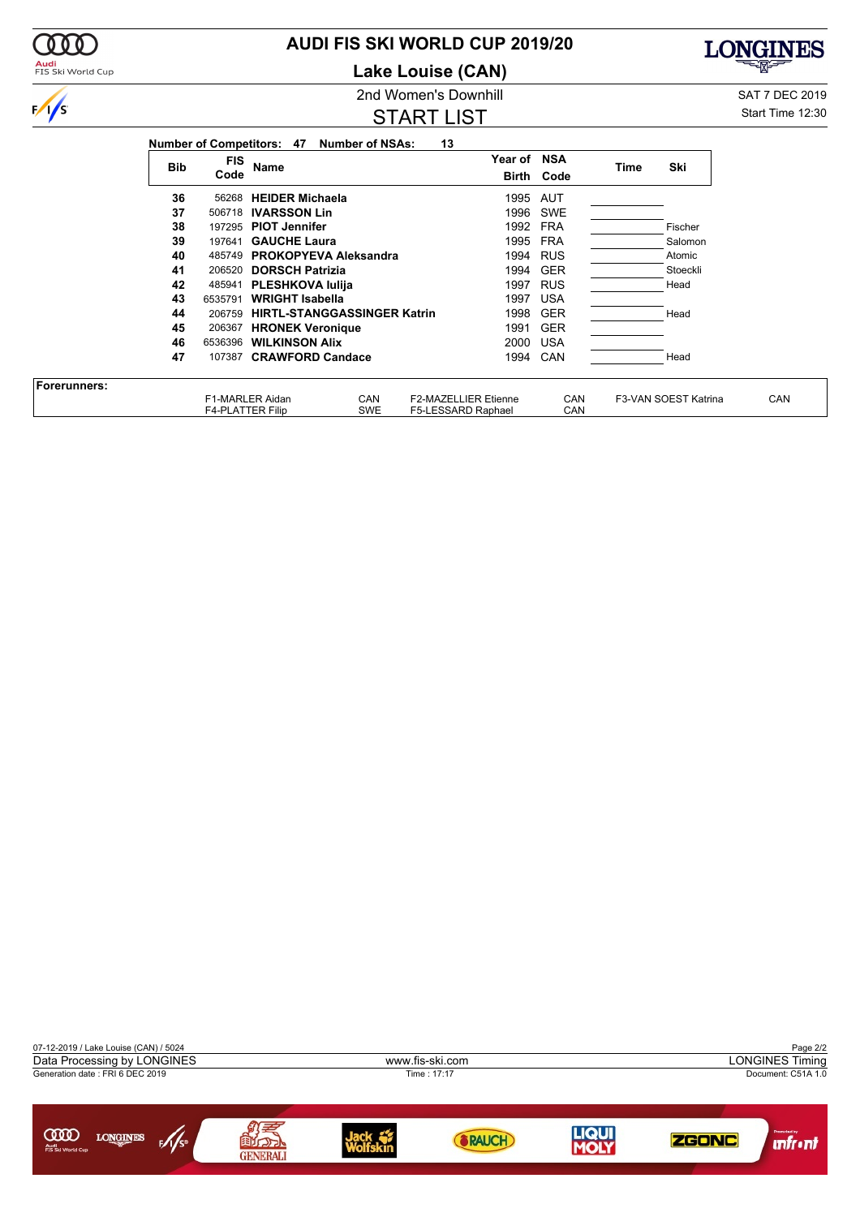# AUDI FIS SKI WORLD CUP 2019/20

## Lake Louise (CAN)

2nd Women's Downhill

SAT 7 DEC 2019

## START LIST

Start Time 12:30

**Number of Competitors: 47 Number of NSAs: 13**

| Bib | FIS Code | Name | Year of Birth | NSA Code | Time | Ski |
|---|---|---|---|---|---|---|
| 36 | 56268 | **HEIDER Michaela** | 1995 | AUT | | |
| 37 | 506718 | **IVARSSON Lin** | 1996 | SWE | | |
| 38 | 197295 | **PIOT Jennifer** | 1992 | FRA | | Fischer |
| 39 | 197641 | **GAUCHE Laura** | 1995 | FRA | | Salomon |
| 40 | 485749 | **PROKOPYEVA Aleksandra** | 1994 | RUS | | Atomic |
| 41 | 206520 | **DORSCH Patrizia** | 1994 | GER | | Stoeckli |
| 42 | 485941 | **PLESHKOVA Iulija** | 1997 | RUS | | Head |
| 43 | 6535791 | **WRIGHT Isabella** | 1997 | USA | | |
| 44 | 206759 | **HIRTL-STANGGASSINGER Katrin** | 1998 | GER | | Head |
| 45 | 206367 | **HRONEK Veronique** | 1991 | GER | | |
| 46 | 6536396 | **WILKINSON Alix** | 2000 | USA | | |
| 47 | 107387 | **CRAWFORD Candace** | 1994 | CAN | | Head |

**Forerunners:**

| | | | | | |
|---|---|---|---|---|---|
| F1-MARLER Aidan | CAN | F2-MAZELLIER Etienne | CAN | F3-VAN SOEST Katrina | CAN |
| F4-PLATTER Filip | SWE | F5-LESSARD Raphael | CAN | | |

07-12-2019 / Lake Louise (CAN) / 5024

Data Processing by LONGINES — www.fis-ski.com — LONGINES Timing

Generation date : FRI 6 DEC 2019 — Time : 17:17 — Document: C51A 1.0